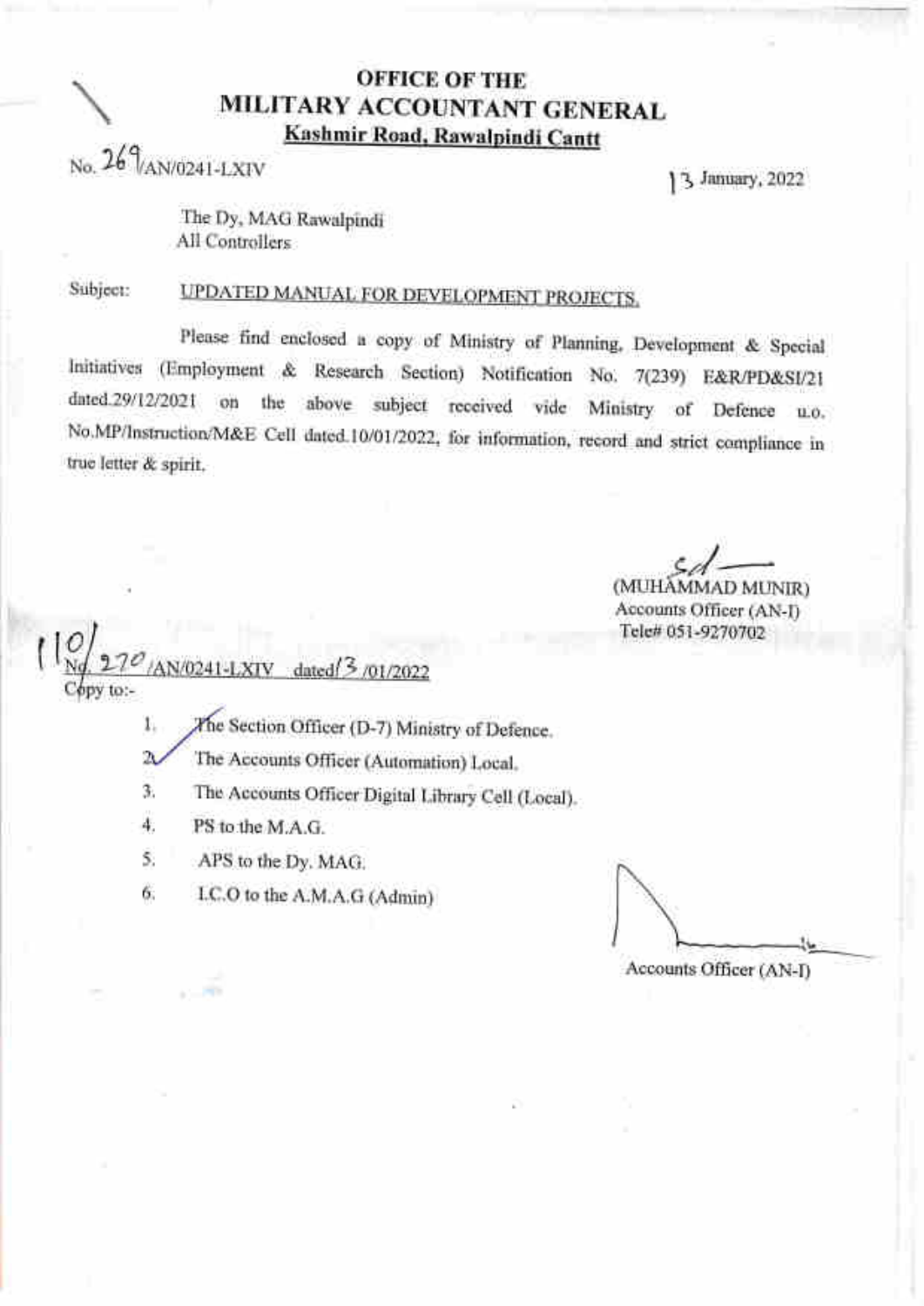**OFFICE OF THE**
**MILITARY ACCOUNTANT GENERAL**
**Kashmir Road, Rawalpindi Cantt**

No. 269/AN/0241-LXIV

13 January, 2022

The Dy, MAG Rawalpindi
All Controllers

Subject: UPDATED MANUAL FOR DEVELOPMENT PROJECTS.

Please find enclosed a copy of Ministry of Planning, Development & Special Initiatives (Employment & Research Section) Notification No. 7(239) E&R/PD&SI/21 dated.29/12/2021 on the above subject received vide Ministry of Defence u.o. No.MP/Instruction/M&E Cell dated.10/01/2022, for information, record and strict compliance in true letter & spirit.

Sd/-
(MUHAMMAD MUNIR)
Accounts Officer (AN-I)
Tele# 051-9270702

No. 270/AN/0241-LXIV dated 13/01/2022

Copy to:-

1. The Section Officer (D-7) Ministry of Defence.
2. The Accounts Officer (Automation) Local.
3. The Accounts Officer Digital Library Cell (Local).
4. PS to the M.A.G.
5. APS to the Dy. MAG.
6. I.C.O to the A.M.A.G (Admin)

Accounts Officer (AN-I)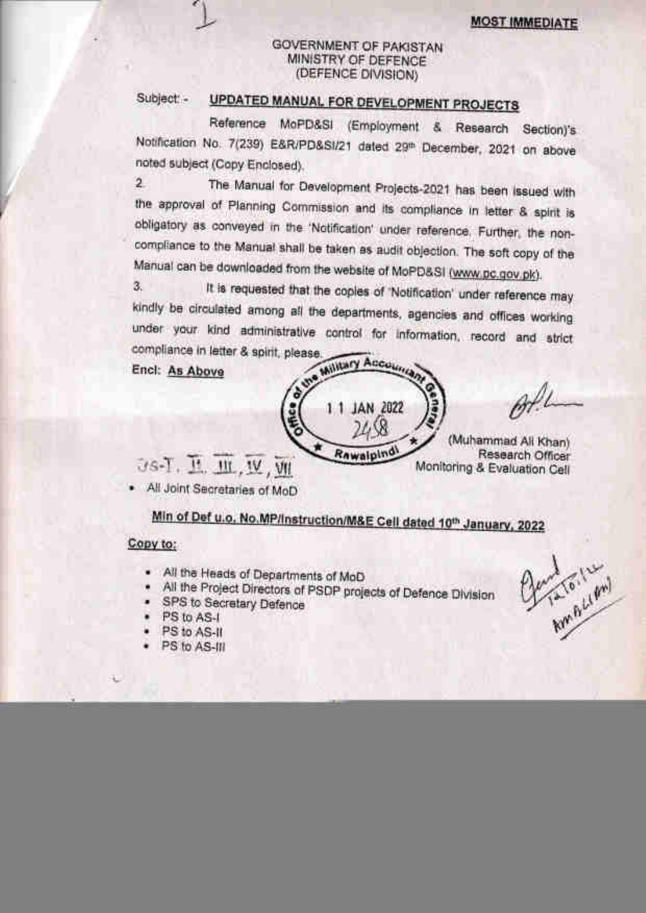**MOST IMMEDIATE**

GOVERNMENT OF PAKISTAN
MINISTRY OF DEFENCE
(DEFENCE DIVISION)

Subject: - **UPDATED MANUAL FOR DEVELOPMENT PROJECTS**

Reference MoPD&SI (Employment & Research Section)'s Notification No. 7(239) E&R/PD&SI/21 dated 29th December, 2021 on above noted subject (Copy Enclosed).

2. The Manual for Development Projects-2021 has been issued with the approval of Planning Commission and its compliance in letter & spirit is obligatory as conveyed in the 'Notification' under reference. Further, the non-compliance to the Manual shall be taken as audit objection. The soft copy of the Manual can be downloaded from the website of MoPD&SI (www.pc.gov.pk).

3. It is requested that the copies of 'Notification' under reference may kindly be circulated among all the departments, agencies and offices working under your kind administrative control for information, record and strict compliance in letter & spirit, please.

Encl: As Above

Office of the Military Accountant General
11 JAN 2022
2458
Rawalpindi

(Muhammad Ali Khan)
Research Officer
Monitoring & Evaluation Cell

JS-I, II, III, IV, VII

- All Joint Secretaries of MoD

**Min of Def u.o. No.MP/Instruction/M&E Cell dated 10th January, 2022**

Copy to:

- All the Heads of Departments of MoD
- All the Project Directors of PSDP projects of Defence Division
- SPS to Secretary Defence
- PS to AS-I
- PS to AS-II
- PS to AS-III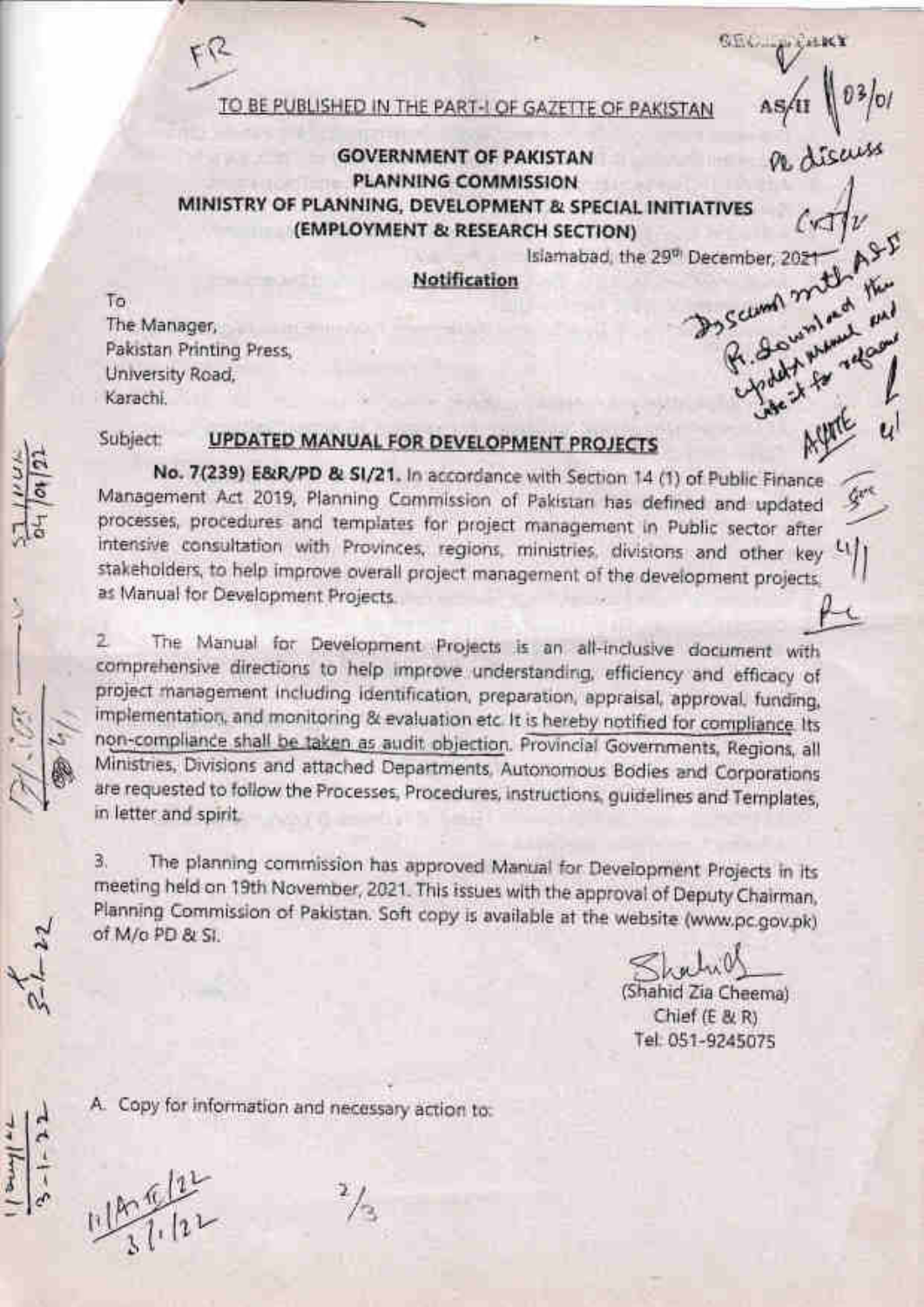TO BE PUBLISHED IN THE PART-I OF GAZETTE OF PAKISTAN

**GOVERNMENT OF PAKISTAN**
**PLANNING COMMISSION**
**MINISTRY OF PLANNING, DEVELOPMENT & SPECIAL INITIATIVES**
**(EMPLOYMENT & RESEARCH SECTION)**

Islamabad, the 29th December, 2021

**Notification**

To
The Manager,
Pakistan Printing Press,
University Road,
Karachi.

Subject: **UPDATED MANUAL FOR DEVELOPMENT PROJECTS**

**No. 7(239) E&R/PD & SI/21.** In accordance with Section 14 (1) of Public Finance Management Act 2019, Planning Commission of Pakistan has defined and updated processes, procedures and templates for project management in Public sector after intensive consultation with Provinces, regions, ministries, divisions and other key stakeholders, to help improve overall project management of the development projects, as Manual for Development Projects.

2. The Manual for Development Projects is an all-inclusive document with comprehensive directions to help improve understanding, efficiency and efficacy of project management including identification, preparation, appraisal, approval, funding, implementation, and monitoring & evaluation etc. It is hereby notified for compliance. Its non-compliance shall be taken as audit objection. Provincial Governments, Regions, all Ministries, Divisions and attached Departments, Autonomous Bodies and Corporations are requested to follow the Processes, Procedures, instructions, guidelines and Templates, in letter and spirit.

3. The planning commission has approved Manual for Development Projects in its meeting held on 19th November, 2021. This issues with the approval of Deputy Chairman, Planning Commission of Pakistan. Soft copy is available at the website (www.pc.gov.pk) of M/o PD & SI.

(Shahid Zia Cheema)
Chief (E & R)
Tel: 051-9245075

A. Copy for information and necessary action to: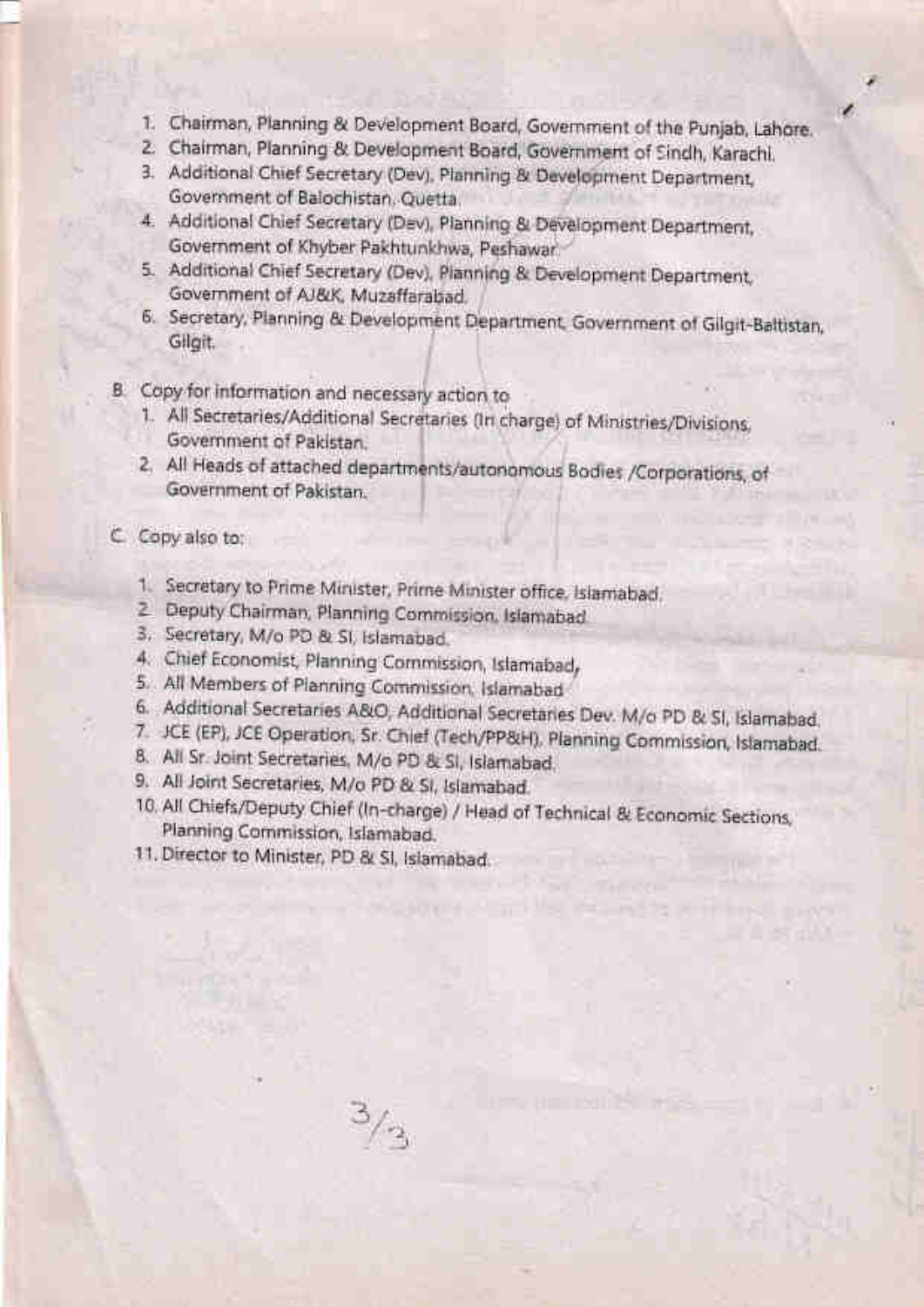1. Chairman, Planning & Development Board, Government of the Punjab, Lahore.
2. Chairman, Planning & Development Board, Government of Sindh, Karachi.
3. Additional Chief Secretary (Dev), Planning & Development Department, Government of Balochistan, Quetta.
4. Additional Chief Secretary (Dev), Planning & Development Department, Government of Khyber Pakhtunkhwa, Peshawar.
5. Additional Chief Secretary (Dev), Planning & Development Department, Government of AJ&K, Muzaffarabad.
6. Secretary, Planning & Development Department, Government of Gilgit-Baltistan, Gilgit.

B. Copy for information and necessary action to

1. All Secretaries/Additional Secretaries (In charge) of Ministries/Divisions, Government of Pakistan.
2. All Heads of attached departments/autonomous Bodies /Corporations, of Government of Pakistan.

C. Copy also to:

1. Secretary to Prime Minister, Prime Minister office, Islamabad.
2. Deputy Chairman, Planning Commission, Islamabad.
3. Secretary, M/o PD & SI, Islamabad.
4. Chief Economist, Planning Commission, Islamabad,
5. All Members of Planning Commission, Islamabad.
6. Additional Secretaries A&O, Additional Secretaries Dev. M/o PD & SI, Islamabad.
7. JCE (EP), JCE Operation, Sr. Chief (Tech/PP&H), Planning Commission, Islamabad.
8. All Sr. Joint Secretaries, M/o PD & SI, Islamabad.
9. All Joint Secretaries, M/o PD & SI, Islamabad.
10. All Chiefs/Deputy Chief (In-charge) / Head of Technical & Economic Sections, Planning Commission, Islamabad.
11. Director to Minister, PD & SI, Islamabad.